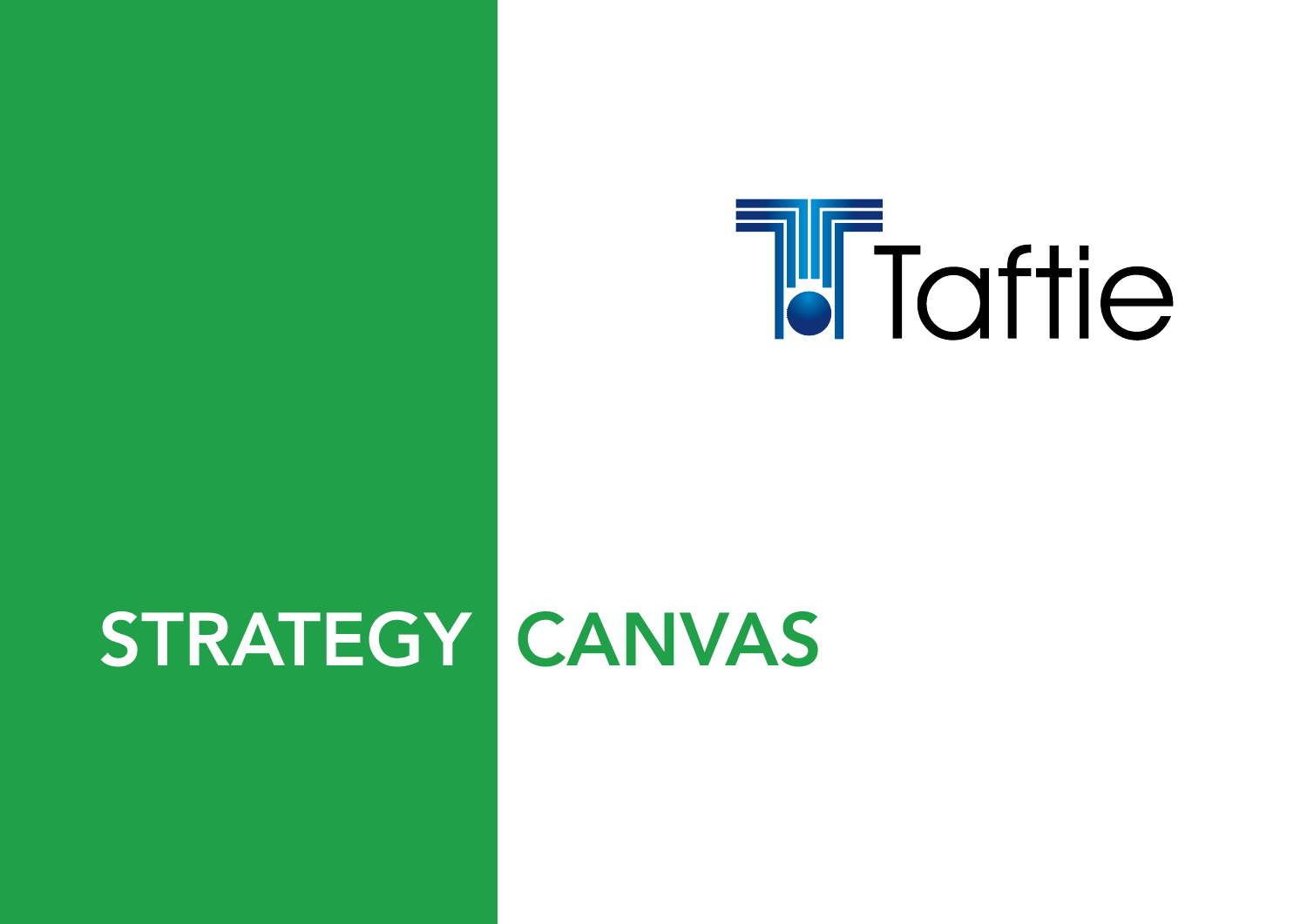Taftie

# STRATEGY CANVAS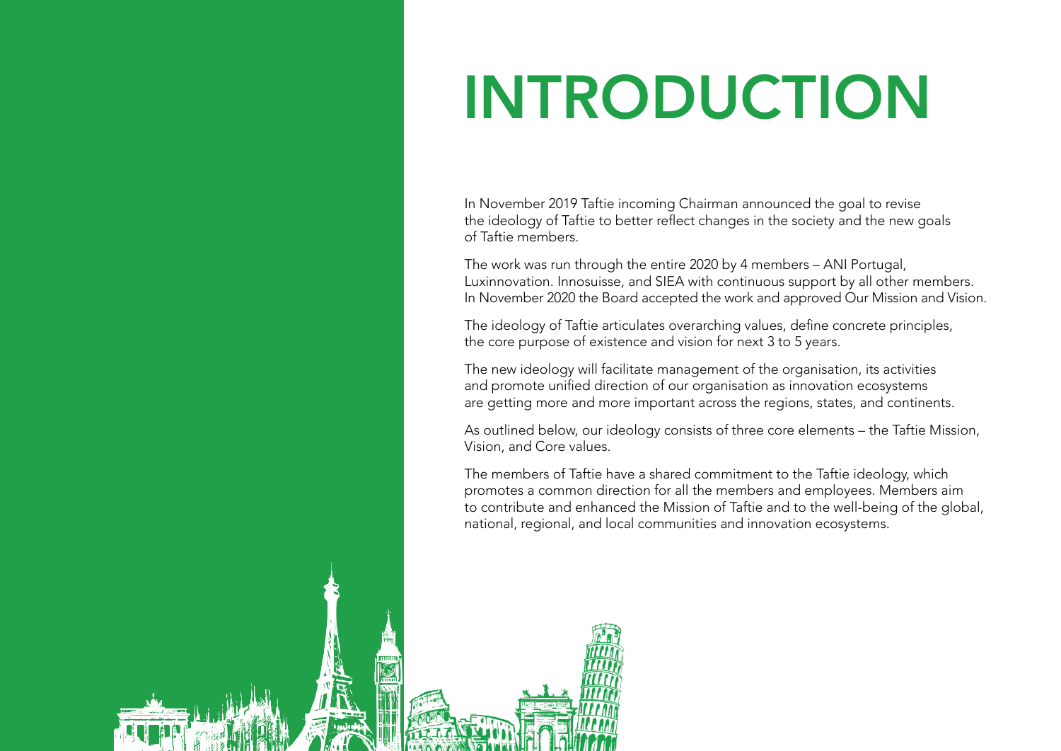# INTRODUCTION

In November 2019 Taftie incoming Chairman announced the goal to revise the ideology of Taftie to better reflect changes in the society and the new goals of Taftie members.

The work was run through the entire 2020 by 4 members – ANI Portugal, Luxinnovation. Innosuisse, and SIEA with continuous support by all other members. In November 2020 the Board accepted the work and approved Our Mission and Vision.

The ideology of Taftie articulates overarching values, define concrete principles, the core purpose of existence and vision for next 3 to 5 years.

The new ideology will facilitate management of the organisation, its activities and promote unified direction of our organisation as innovation ecosystems are getting more and more important across the regions, states, and continents.

As outlined below, our ideology consists of three core elements – the Taftie Mission, Vision, and Core values.

The members of Taftie have a shared commitment to the Taftie ideology, which promotes a common direction for all the members and employees. Members aim to contribute and enhanced the Mission of Taftie and to the well-being of the global, national, regional, and local communities and innovation ecosystems.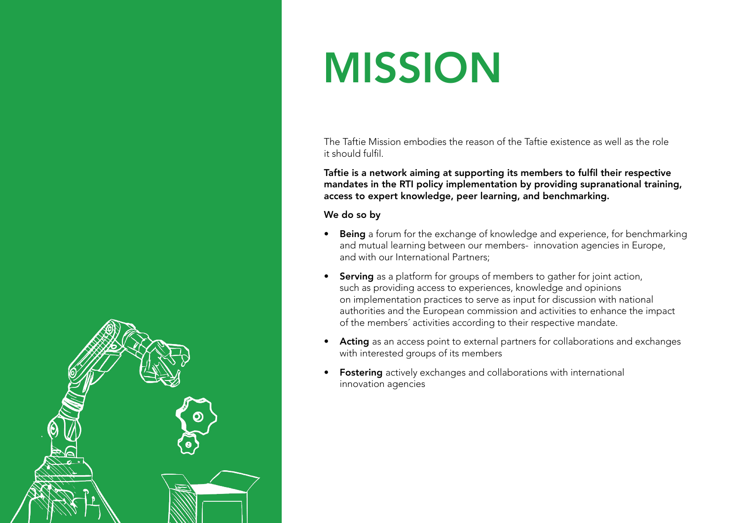# MISSION

The Taftie Mission embodies the reason of the Taftie existence as well as the role it should fulfil.

**Taftie is a network aiming at supporting its members to fulfil their respective mandates in the RTI policy implementation by providing supranational training, access to expert knowledge, peer learning, and benchmarking.**

**We do so by**

- **Being** a forum for the exchange of knowledge and experience, for benchmarking and mutual learning between our members- innovation agencies in Europe, and with our International Partners;
- **Serving** as a platform for groups of members to gather for joint action, such as providing access to experiences, knowledge and opinions on implementation practices to serve as input for discussion with national authorities and the European commission and activities to enhance the impact of the members´ activities according to their respective mandate.
- **Acting** as an access point to external partners for collaborations and exchanges with interested groups of its members
- **Fostering** actively exchanges and collaborations with international innovation agencies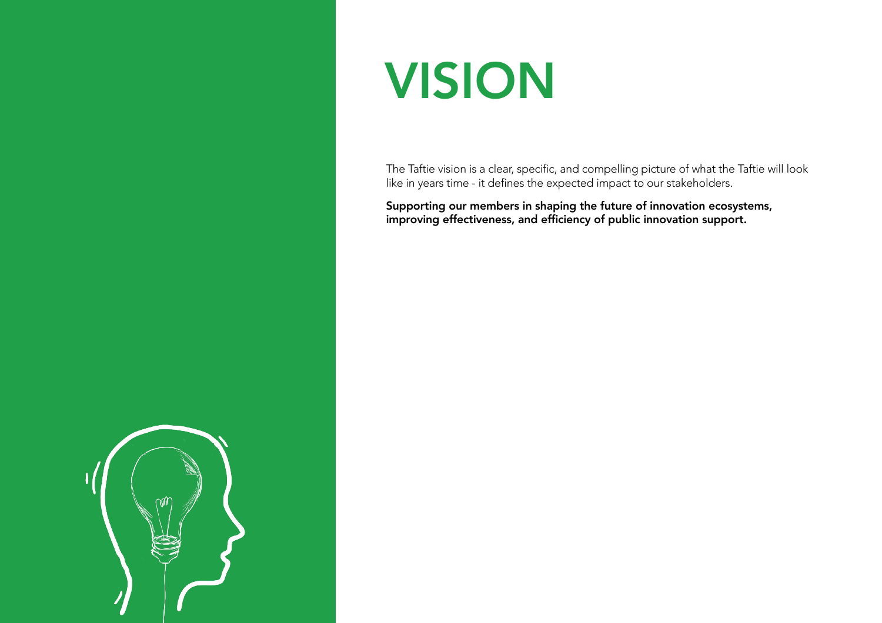# VISION

The Taftie vision is a clear, specific, and compelling picture of what the Taftie will look like in years time - it defines the expected impact to our stakeholders.

**Supporting our members in shaping the future of innovation ecosystems, improving effectiveness, and efficiency of public innovation support.**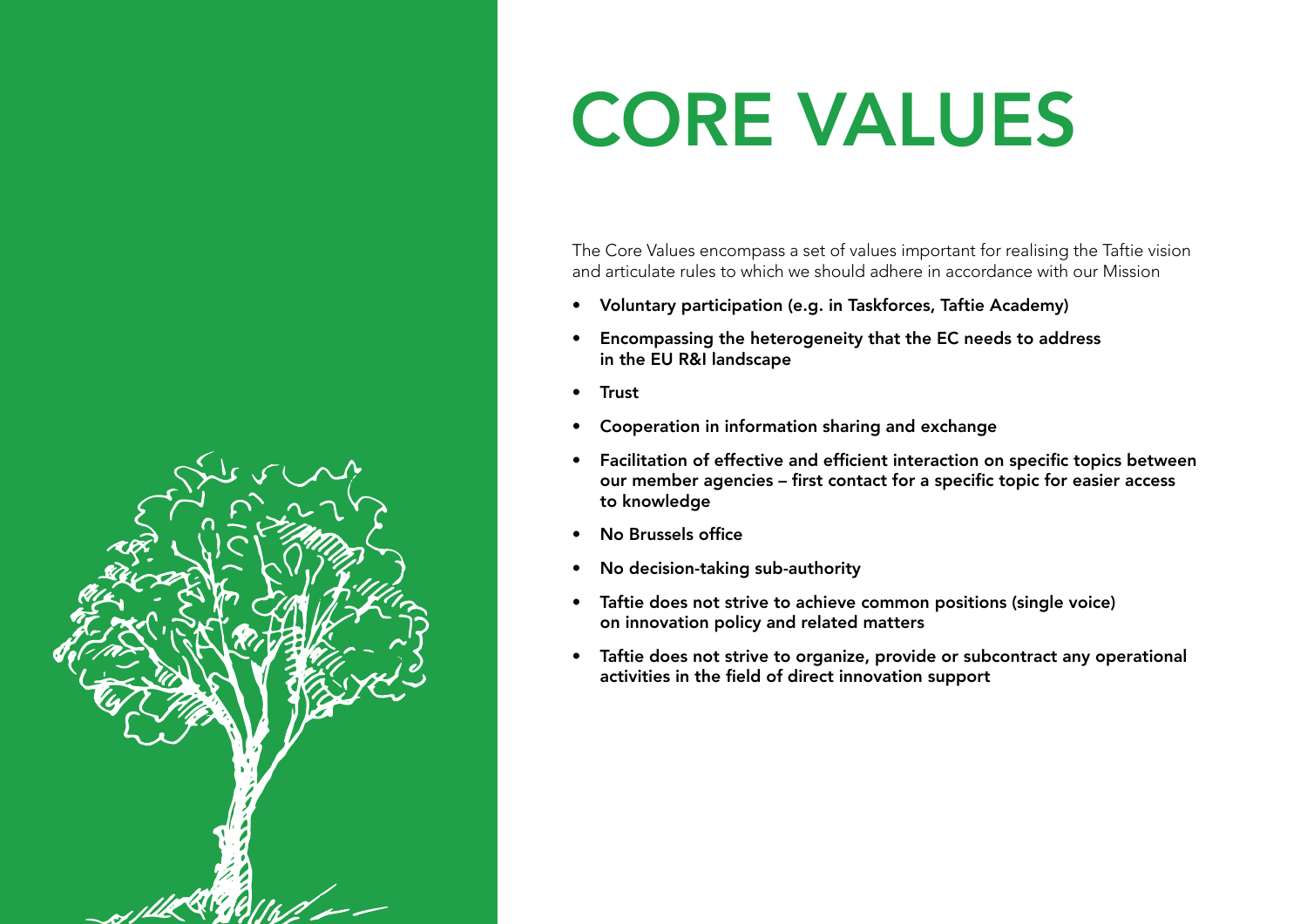# CORE VALUES

The Core Values encompass a set of values important for realising the Taftie vision and articulate rules to which we should adhere in accordance with our Mission

- **Voluntary participation (e.g. in Taskforces, Taftie Academy)**
- **Encompassing the heterogeneity that the EC needs to address in the EU R&I landscape**
- **Trust**
- **Cooperation in information sharing and exchange**
- **Facilitation of effective and efficient interaction on specific topics between our member agencies – first contact for a specific topic for easier access to knowledge**
- **No Brussels office**
- **No decision-taking sub-authority**
- **Taftie does not strive to achieve common positions (single voice) on innovation policy and related matters**
- **Taftie does not strive to organize, provide or subcontract any operational activities in the field of direct innovation support**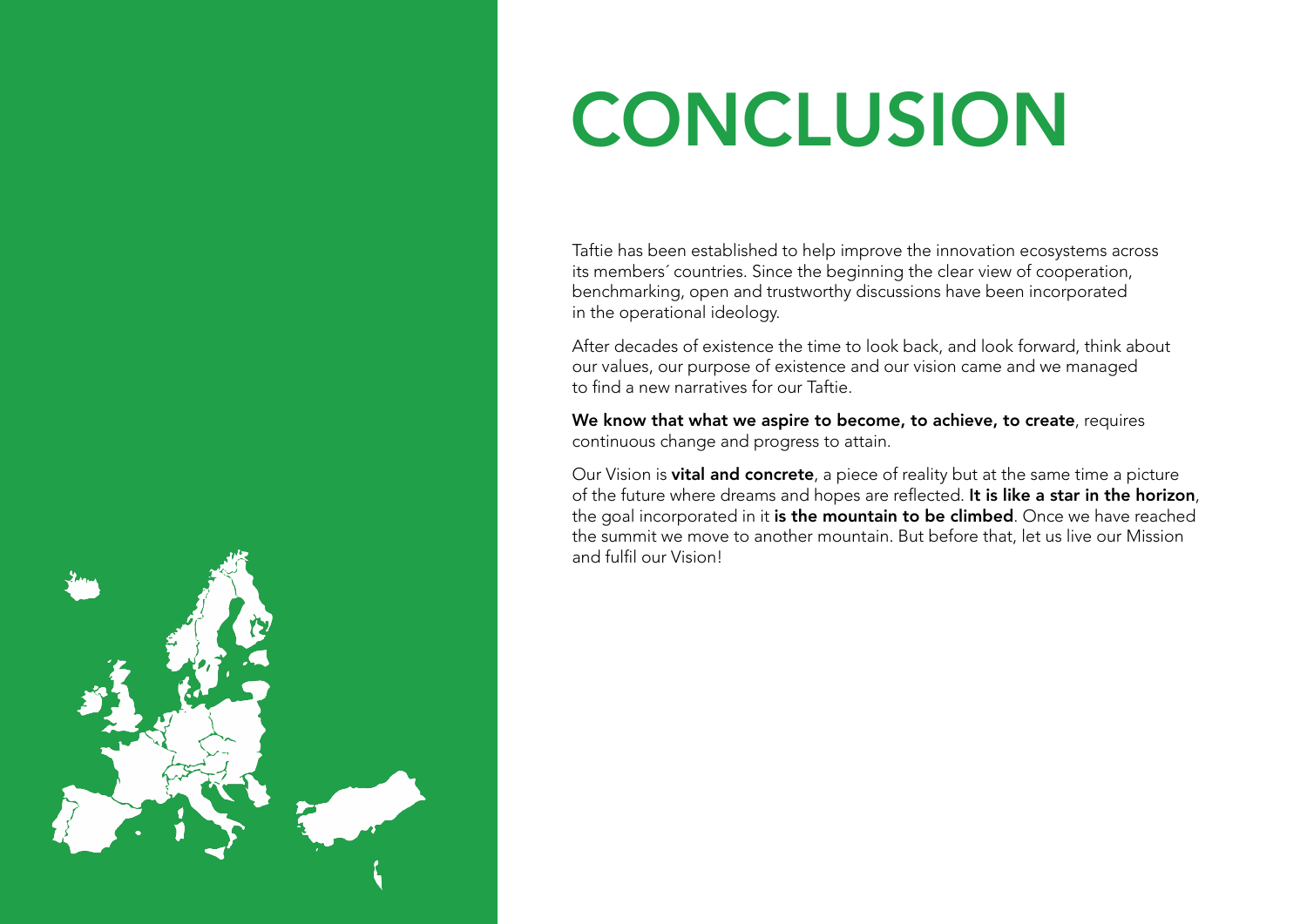# CONCLUSION

Taftie has been established to help improve the innovation ecosystems across its members´ countries. Since the beginning the clear view of cooperation, benchmarking, open and trustworthy discussions have been incorporated in the operational ideology.

After decades of existence the time to look back, and look forward, think about our values, our purpose of existence and our vision came and we managed to find a new narratives for our Taftie.

**We know that what we aspire to become, to achieve, to create**, requires continuous change and progress to attain.

Our Vision is **vital and concrete**, a piece of reality but at the same time a picture of the future where dreams and hopes are reflected. **It is like a star in the horizon**, the goal incorporated in it **is the mountain to be climbed**. Once we have reached the summit we move to another mountain. But before that, let us live our Mission and fulfil our Vision!